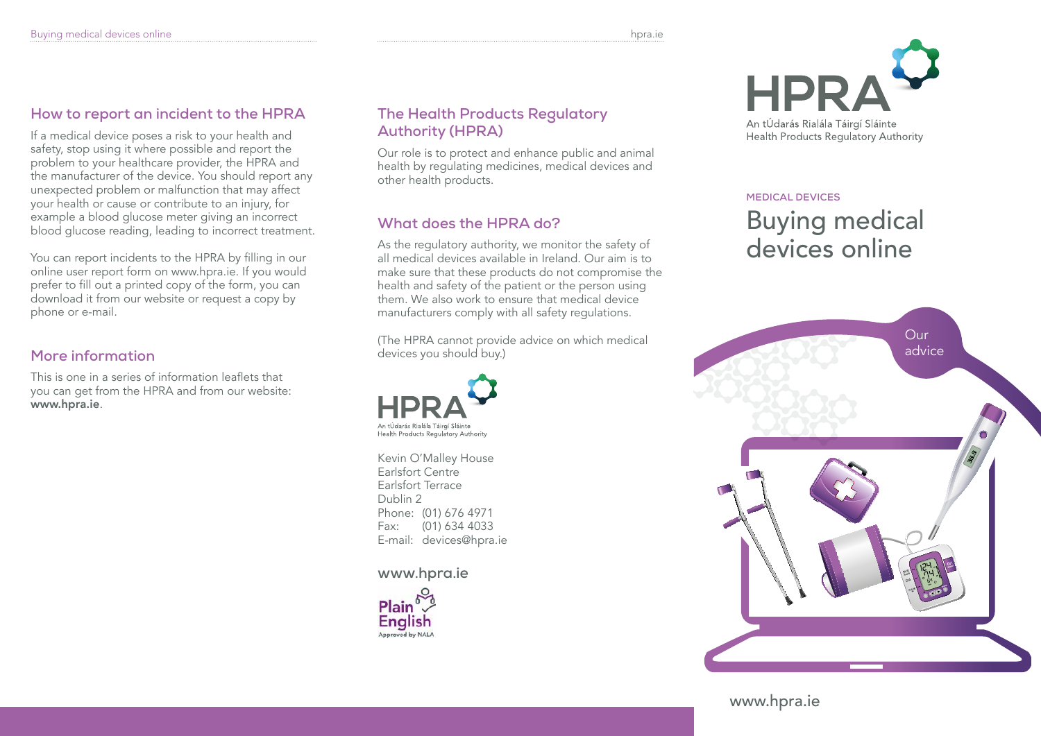## How to report an incident to the HPRA

If a medical device poses a risk to your health and safety, stop using it where possible and report the problem to your healthcare provider, the HPRA and the manufacturer of the device. You should report any unexpected problem or malfunction that may affect your health or cause or contribute to an injury, for example a blood glucose meter giving an incorrect blood glucose reading, leading to incorrect treatment.

You can report incidents to the HPRA by filling in our online user report form on www.hpra.ie. If you would prefer to fill out a printed copy of the form, you can download it from our website or request a copy by phone or e-mail.

## More information

This is one in a series of information leaflets that you can get from the HPRA and from our website: **www.hpra.ie**.

## The Health Products Regulatory Authority (HPRA)

Our role is to protect and enhance public and animal health by regulating medicines, medical devices and other health products.

## What does the HPRA do?

As the regulatory authority, we monitor the safety of all medical devices available in Ireland. Our aim is to make sure that these products do not compromise the health and safety of the patient or the person using them. We also work to ensure that medical device manufacturers comply with all safety regulations.

(The HPRA cannot provide advice on which medical devices you should buy.)

HPRA
An tÚdarás Rialála Táirgí Sláinte
Health Products Regulatory Authority

Kevin O'Malley House
Earlsfort Centre
Earlsfort Terrace
Dublin 2
Phone: (01) 676 4971
Fax: (01) 634 4033
E-mail: devices@hpra.ie

**www.hpra.ie**

Plain English
Approved by NALA

HPRA
An tÚdarás Rialála Táirgí Sláinte
Health Products Regulatory Authority

MEDICAL DEVICES

# Buying medical devices online

Our advice

www.hpra.ie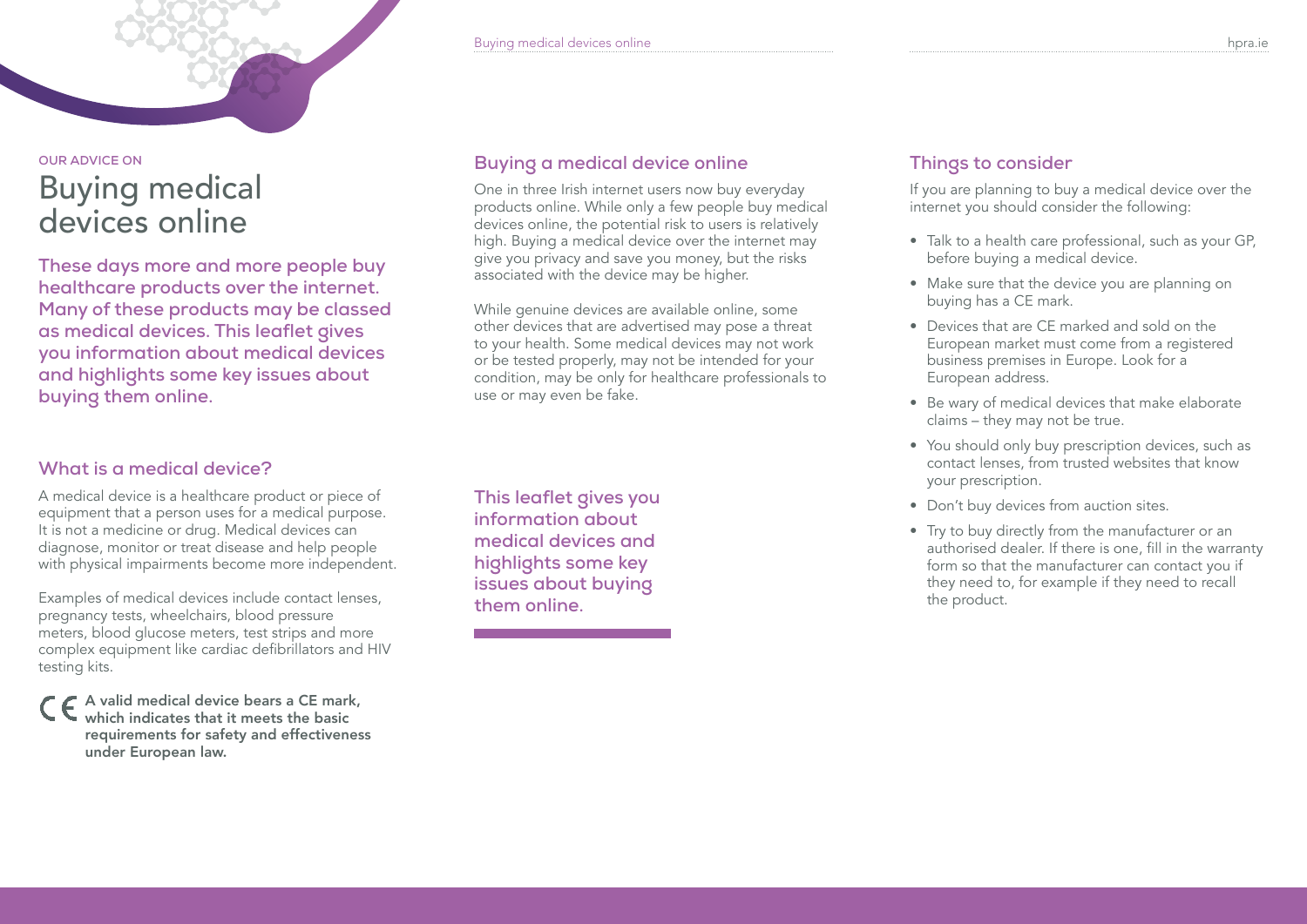OUR ADVICE ON

# Buying medical devices online

**These days more and more people buy healthcare products over the internet. Many of these products may be classed as medical devices. This leaflet gives you information about medical devices and highlights some key issues about buying them online.**

## What is a medical device?

A medical device is a healthcare product or piece of equipment that a person uses for a medical purpose. It is not a medicine or drug. Medical devices can diagnose, monitor or treat disease and help people with physical impairments become more independent.

Examples of medical devices include contact lenses, pregnancy tests, wheelchairs, blood pressure meters, blood glucose meters, test strips and more complex equipment like cardiac defibrillators and HIV testing kits.

CE **A valid medical device bears a CE mark, which indicates that it meets the basic requirements for safety and effectiveness under European law.**

## Buying a medical device online

One in three Irish internet users now buy everyday products online. While only a few people buy medical devices online, the potential risk to users is relatively high. Buying a medical device over the internet may give you privacy and save you money, but the risks associated with the device may be higher.

While genuine devices are available online, some other devices that are advertised may pose a threat to your health. Some medical devices may not work or be tested properly, may not be intended for your condition, may be only for healthcare professionals to use or may even be fake.

**This leaflet gives you information about medical devices and highlights some key issues about buying them online.**

## Things to consider

If you are planning to buy a medical device over the internet you should consider the following:

- Talk to a health care professional, such as your GP, before buying a medical device.
- Make sure that the device you are planning on buying has a CE mark.
- Devices that are CE marked and sold on the European market must come from a registered business premises in Europe. Look for a European address.
- Be wary of medical devices that make elaborate claims – they may not be true.
- You should only buy prescription devices, such as contact lenses, from trusted websites that know your prescription.
- Don't buy devices from auction sites.
- Try to buy directly from the manufacturer or an authorised dealer. If there is one, fill in the warranty form so that the manufacturer can contact you if they need to, for example if they need to recall the product.